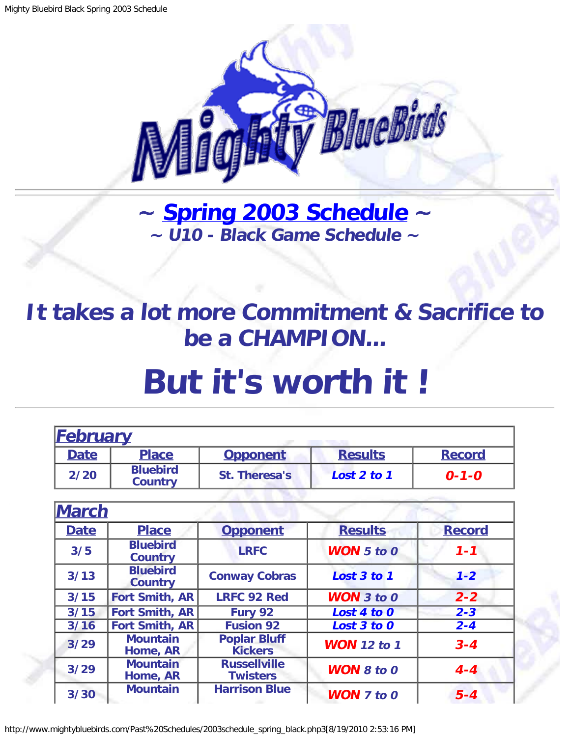# ~ Spring 2003 Schedule ~

## ~ U10 - Black Game Schedule ~

# It takes a lot more Commitment & Sacrifice to be a CHAMPION...

# But it's worth it !

| February | | | | |
|---|---|---|---|---|
| **Date** | **Place** | **Opponent** | **Results** | **Record** |
| 2/20 | Bluebird Country | St. Theresa's | *Lost 2 to 1* | *0-1-0* |

| March | | | | |
|---|---|---|---|---|
| **Date** | **Place** | **Opponent** | **Results** | **Record** |
| 3/5 | Bluebird Country | LRFC | *WON 5 to 0* | *1-1* |
| 3/13 | Bluebird Country | Conway Cobras | *Lost 3 to 1* | *1-2* |
| 3/15 | Fort Smith, AR | LRFC 92 Red | *WON 3 to 0* | *2-2* |
| 3/15 | Fort Smith, AR | Fury 92 | *Lost 4 to 0* | *2-3* |
| 3/16 | Fort Smith, AR | Fusion 92 | *Lost 3 to 0* | *2-4* |
| 3/29 | Mountain Home, AR | Poplar Bluff Kickers | *WON 12 to 1* | *3-4* |
| 3/29 | Mountain Home, AR | Russellville Twisters | *WON 8 to 0* | *4-4* |
| 3/30 | Mountain | Harrison Blue | *WON 7 to 0* | *5-4* |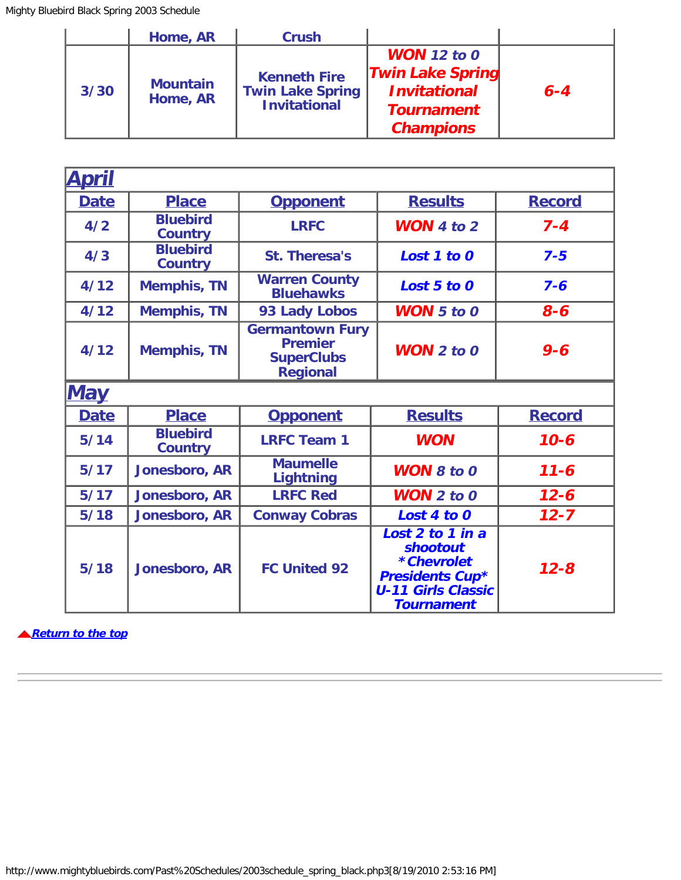| | | | | |
|---|---|---|---|---|
| | Home, AR | Crush | | |
| 3/30 | Mountain Home, AR | Kenneth Fire Twin Lake Spring Invitational | **WON** 12 to 0 Twin Lake Spring Invitational Tournament Champions | 6-4 |

## April

| Date | Place | Opponent | Results | Record |
|---|---|---|---|---|
| 4/2 | Bluebird Country | LRFC | **WON** 4 to 2 | 7-4 |
| 4/3 | Bluebird Country | St. Theresa's | Lost 1 to 0 | 7-5 |
| 4/12 | Memphis, TN | Warren County Bluehawks | Lost 5 to 0 | 7-6 |
| 4/12 | Memphis, TN | 93 Lady Lobos | **WON** 5 to 0 | 8-6 |
| 4/12 | Memphis, TN | Germantown Fury Premier SuperClubs Regional | **WON** 2 to 0 | 9-6 |

## May

| Date | Place | Opponent | Results | Record |
|---|---|---|---|---|
| 5/14 | Bluebird Country | LRFC Team 1 | **WON** | 10-6 |
| 5/17 | Jonesboro, AR | Maumelle Lightning | **WON** 8 to 0 | 11-6 |
| 5/17 | Jonesboro, AR | LRFC Red | **WON** 2 to 0 | 12-6 |
| 5/18 | Jonesboro, AR | Conway Cobras | Lost 4 to 0 | 12-7 |
| 5/18 | Jonesboro, AR | FC United 92 | Lost 2 to 1 in a shootout *Chevrolet Presidents Cup* U-11 Girls Classic Tournament | 12-8 |

Return to the top